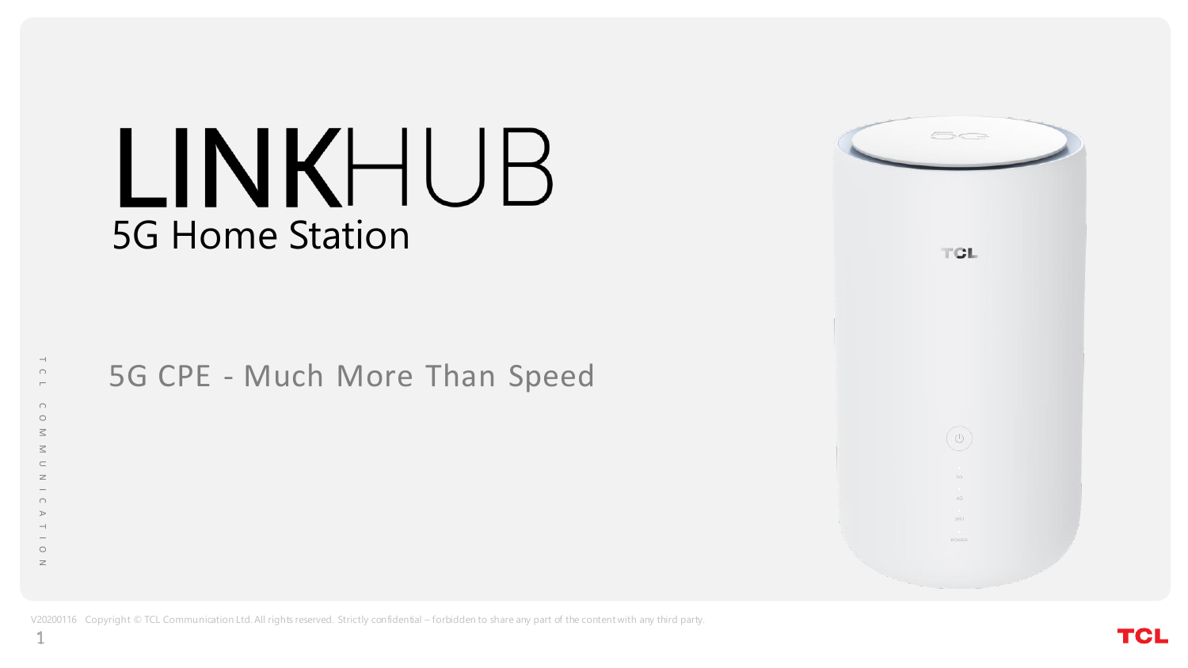# LINKHUB

## 5G Home Station

5G CPE - Much More Than Speed

TCL COMMUNICATION

V20200116 Copyright © TCL Communication Ltd. All rights reserved. Strictly confidential – forbidden to share any part of the content with any third party.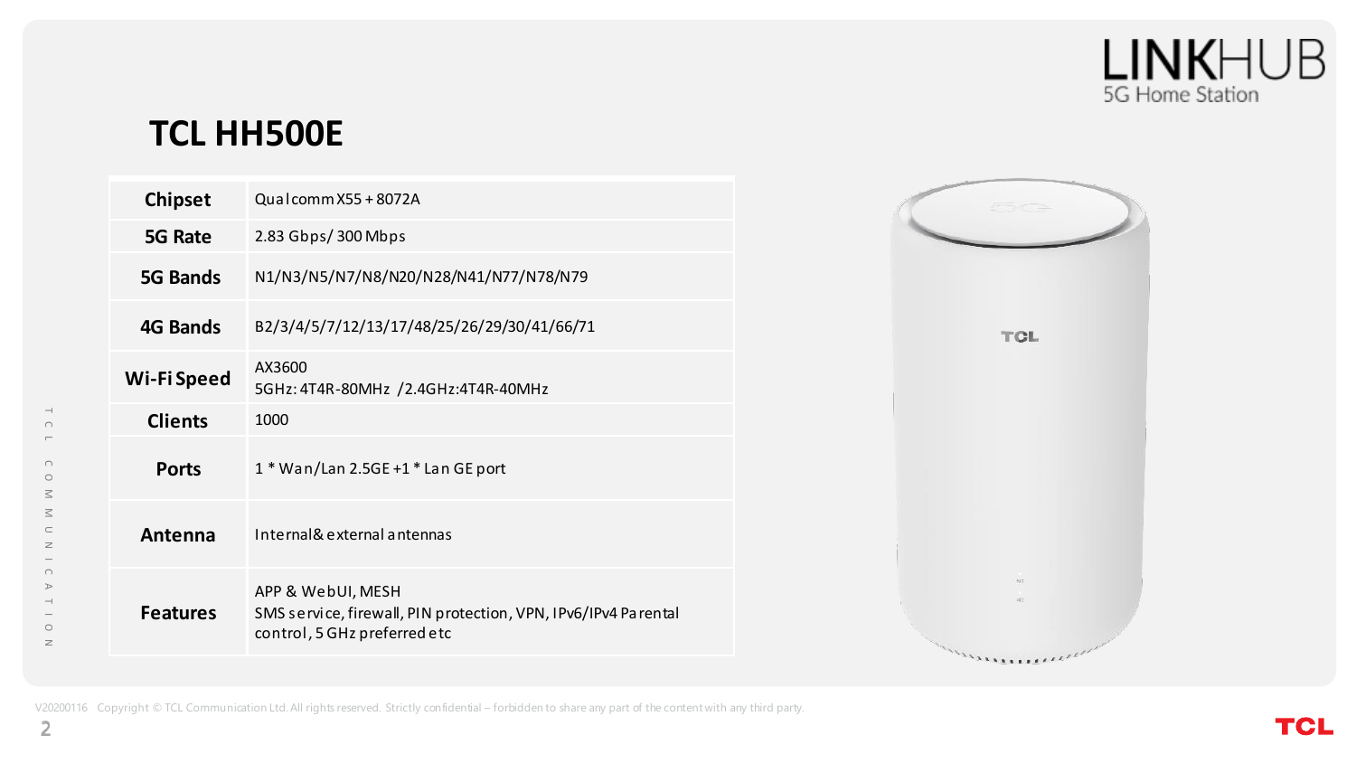LINKHUB
5G Home Station

# TCL HH500E

| | |
|---|---|
| **Chipset** | Qualcomm X55 + 8072A |
| **5G Rate** | 2.83 Gbps/ 300 Mbps |
| **5G Bands** | N1/N3/N5/N7/N8/N20/N28/N41/N77/N78/N79 |
| **4G Bands** | B2/3/4/5/7/12/13/17/48/25/26/29/30/41/66/71 |
| **Wi-Fi Speed** | AX3600<br>5GHz: 4T4R-80MHz /2.4GHz:4T4R-40MHz |
| **Clients** | 1000 |
| **Ports** | 1 * Wan/Lan 2.5GE +1 * Lan GE port |
| **Antenna** | Internal& external antennas |
| **Features** | APP & WebUI, MESH<br>SMS service, firewall, PIN protection, VPN, IPv6/IPv4 Parental control, 5 GHz preferred etc |

V20200116 Copyright © TCL Communication Ltd. All rights reserved. Strictly confidential – forbidden to share any part of the content with any third party.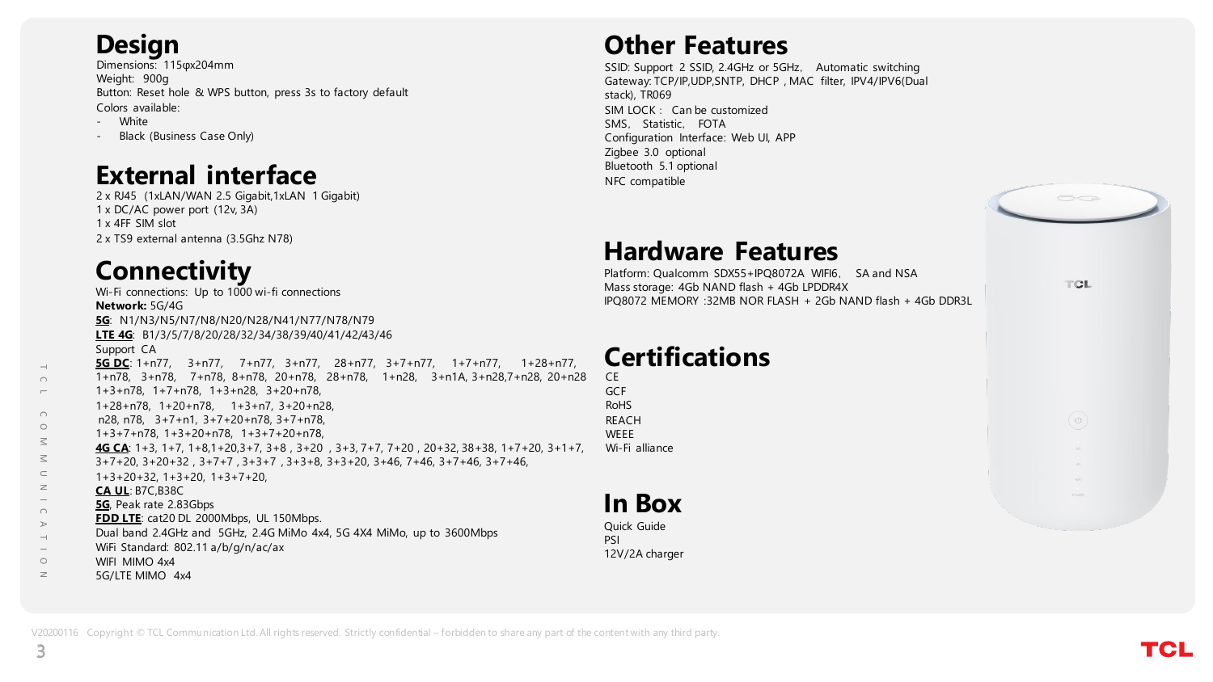# Design

Dimensions: 115φx204mm
Weight: 900g
Button: Reset hole & WPS button, press 3s to factory default
Colors available:

- White
- Black (Business Case Only)

# External interface

2 x RJ45 (1xLAN/WAN 2.5 Gigabit,1xLAN 1 Gigabit)
1 x DC/AC power port (12v, 3A)
1 x 4FF SIM slot
2 x TS9 external antenna (3.5Ghz N78)

# Connectivity

Wi-Fi connections: Up to 1000 wi-fi connections
**Network:** 5G/4G
**5G**: N1/N3/N5/N7/N8/N20/N28/N41/N77/N78/N79
**LTE 4G**: B1/3/5/7/8/20/28/32/34/38/39/40/41/42/43/46
Support CA
**5G DC**: 1+n77, 3+n77, 7+n77, 3+n77, 28+n77, 3+7+n77, 1+7+n77, 1+28+n77, 1+n78, 3+n78, 7+n78, 8+n78, 20+n78, 28+n78, 1+n28, 3+n1A, 3+n28,7+n28, 20+n28 1+3+n78, 1+7+n78, 1+3+n28, 3+20+n78, 1+28+n78, 1+20+n78, 1+3+n7, 3+20+n28, n28, n78, 3+7+n1, 3+7+20+n78, 3+7+n78, 1+3+7+n78, 1+3+20+n78, 1+3+7+20+n78,
**4G CA**: 1+3, 1+7, 1+8,1+20,3+7, 3+8 , 3+20 , 3+3, 7+7, 7+20 , 20+32, 38+38, 1+7+20, 3+1+7, 3+7+20, 3+20+32 , 3+7+7 , 3+3+7 , 3+3+8, 3+3+20, 3+46, 7+46, 3+7+46, 3+7+46, 1+3+20+32, 1+3+20, 1+3+7+20,
**CA UL**: B7C,B38C
**5G**, Peak rate 2.83Gbps
**FDD LTE**: cat20 DL 2000Mbps, UL 150Mbps.
Dual band 2.4GHz and 5GHz, 2.4G MiMo 4x4, 5G 4X4 MiMo, up to 3600Mbps
WiFi Standard: 802.11 a/b/g/n/ac/ax
WIFI MIMO 4x4
5G/LTE MIMO 4x4

# Other Features

SSID: Support 2 SSID, 2.4GHz or 5GHz, Automatic switching
Gateway: TCP/IP,UDP,SNTP, DHCP , MAC filter, IPV4/IPV6(Dual stack), TR069
SIM LOCK : Can be customized
SMS, Statistic, FOTA
Configuration Interface: Web UI, APP
Zigbee 3.0 optional
Bluetooth 5.1 optional
NFC compatible

# Hardware Features

Platform: Qualcomm SDX55+IPQ8072A WIFI6, SA and NSA
Mass storage: 4Gb NAND flash + 4Gb LPDDR4X
IPQ8072 MEMORY :32MB NOR FLASH + 2Gb NAND flash + 4Gb DDR3L

# Certifications

CE
GCF
RoHS
REACH
WEEE
Wi-Fi alliance

# In Box

Quick Guide
PSI
12V/2A charger

V20200116 Copyright © TCL Communication Ltd. All rights reserved. Strictly confidential – forbidden to share any part of the content with any third party.